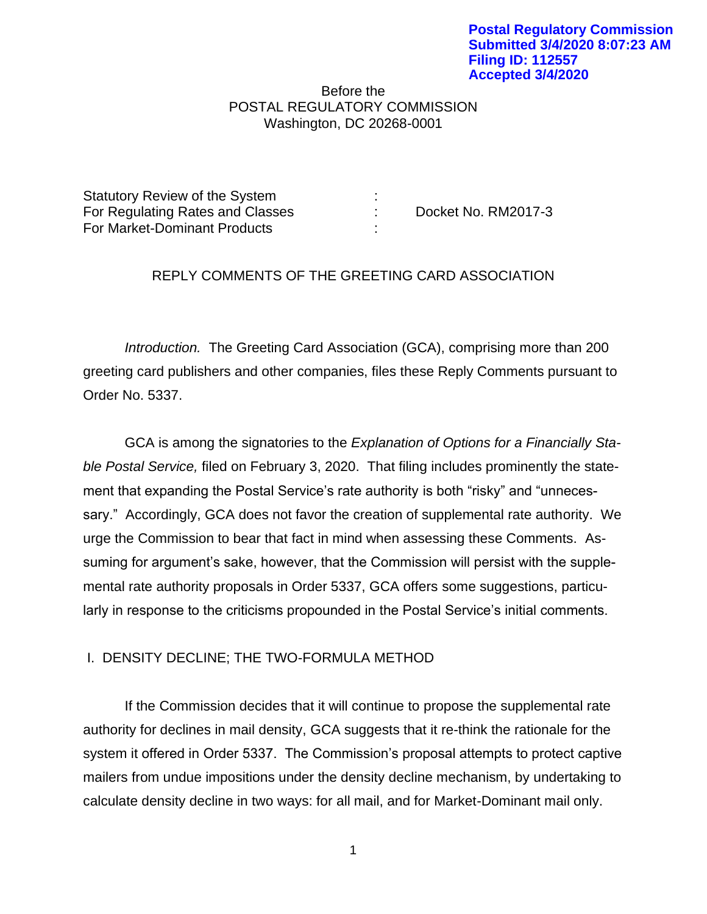**Postal Regulatory Commission**
**Submitted 3/4/2020 8:07:23 AM**
**Filing ID: 112557**
**Accepted 3/4/2020**

Before the
POSTAL REGULATORY COMMISSION
Washington, DC 20268-0001

| | | |
|---|---|---|
| Statutory Review of the System | : | |
| For Regulating Rates and Classes | : | Docket No. RM2017-3 |
| For Market-Dominant Products | : | |

REPLY COMMENTS OF THE GREETING CARD ASSOCIATION

*Introduction.* The Greeting Card Association (GCA), comprising more than 200 greeting card publishers and other companies, files these Reply Comments pursuant to Order No. 5337.

GCA is among the signatories to the *Explanation of Options for a Financially Stable Postal Service,* filed on February 3, 2020. That filing includes prominently the statement that expanding the Postal Service's rate authority is both "risky" and "unnecessary." Accordingly, GCA does not favor the creation of supplemental rate authority. We urge the Commission to bear that fact in mind when assessing these Comments. Assuming for argument's sake, however, that the Commission will persist with the supplemental rate authority proposals in Order 5337, GCA offers some suggestions, particularly in response to the criticisms propounded in the Postal Service's initial comments.

I. DENSITY DECLINE; THE TWO-FORMULA METHOD

If the Commission decides that it will continue to propose the supplemental rate authority for declines in mail density, GCA suggests that it re-think the rationale for the system it offered in Order 5337. The Commission's proposal attempts to protect captive mailers from undue impositions under the density decline mechanism, by undertaking to calculate density decline in two ways: for all mail, and for Market-Dominant mail only.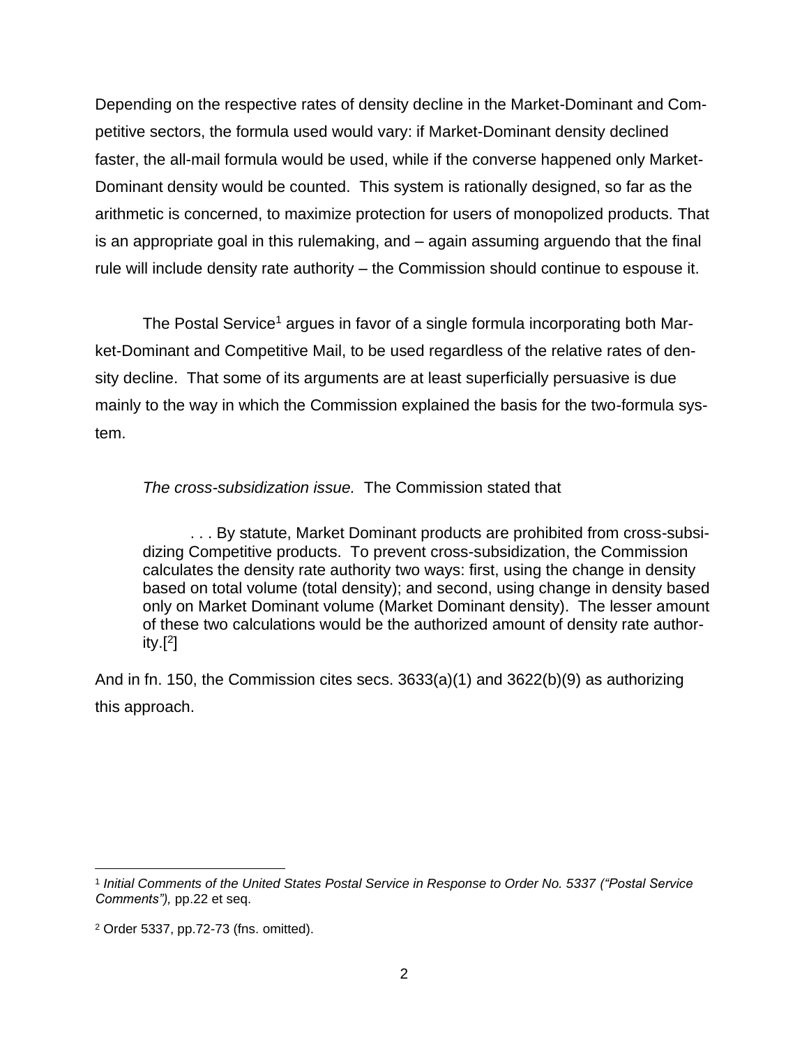Depending on the respective rates of density decline in the Market-Dominant and Competitive sectors, the formula used would vary: if Market-Dominant density declined faster, the all-mail formula would be used, while if the converse happened only Market-Dominant density would be counted. This system is rationally designed, so far as the arithmetic is concerned, to maximize protection for users of monopolized products. That is an appropriate goal in this rulemaking, and – again assuming arguendo that the final rule will include density rate authority – the Commission should continue to espouse it.

The Postal Service[1] argues in favor of a single formula incorporating both Market-Dominant and Competitive Mail, to be used regardless of the relative rates of density decline. That some of its arguments are at least superficially persuasive is due mainly to the way in which the Commission explained the basis for the two-formula system.

*The cross-subsidization issue.* The Commission stated that

> . . . By statute, Market Dominant products are prohibited from cross-subsidizing Competitive products. To prevent cross-subsidization, the Commission calculates the density rate authority two ways: first, using the change in density based on total volume (total density); and second, using change in density based only on Market Dominant volume (Market Dominant density). The lesser amount of these two calculations would be the authorized amount of density rate authority.[2]

And in fn. 150, the Commission cites secs. 3633(a)(1) and 3622(b)(9) as authorizing this approach.

---

[1] *Initial Comments of the United States Postal Service in Response to Order No. 5337 ("Postal Service Comments"),* pp.22 et seq.

[2] Order 5337, pp.72-73 (fns. omitted).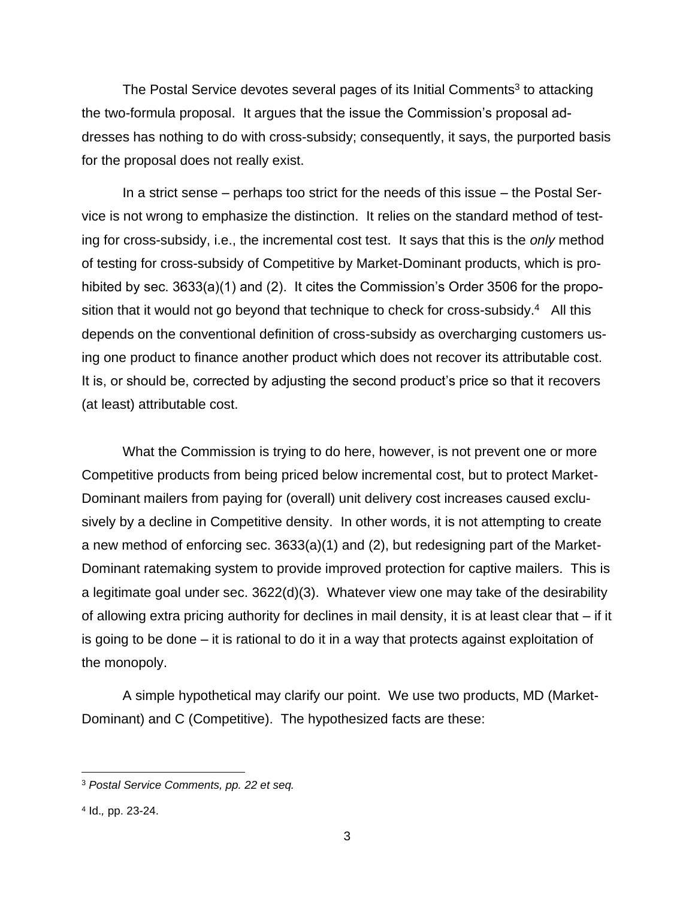The Postal Service devotes several pages of its Initial Comments[3] to attacking the two-formula proposal. It argues that the issue the Commission's proposal addresses has nothing to do with cross-subsidy; consequently, it says, the purported basis for the proposal does not really exist.

In a strict sense – perhaps too strict for the needs of this issue – the Postal Service is not wrong to emphasize the distinction. It relies on the standard method of testing for cross-subsidy, i.e., the incremental cost test. It says that this is the *only* method of testing for cross-subsidy of Competitive by Market-Dominant products, which is prohibited by sec. 3633(a)(1) and (2). It cites the Commission's Order 3506 for the proposition that it would not go beyond that technique to check for cross-subsidy.[4] All this depends on the conventional definition of cross-subsidy as overcharging customers using one product to finance another product which does not recover its attributable cost. It is, or should be, corrected by adjusting the second product's price so that it recovers (at least) attributable cost.

What the Commission is trying to do here, however, is not prevent one or more Competitive products from being priced below incremental cost, but to protect Market-Dominant mailers from paying for (overall) unit delivery cost increases caused exclusively by a decline in Competitive density. In other words, it is not attempting to create a new method of enforcing sec. 3633(a)(1) and (2), but redesigning part of the Market-Dominant ratemaking system to provide improved protection for captive mailers. This is a legitimate goal under sec. 3622(d)(3). Whatever view one may take of the desirability of allowing extra pricing authority for declines in mail density, it is at least clear that – if it is going to be done – it is rational to do it in a way that protects against exploitation of the monopoly.

A simple hypothetical may clarify our point. We use two products, MD (Market-Dominant) and C (Competitive). The hypothesized facts are these:

---

[3] *Postal Service Comments, pp. 22 et seq.*

[4] Id.*,* pp. 23-24.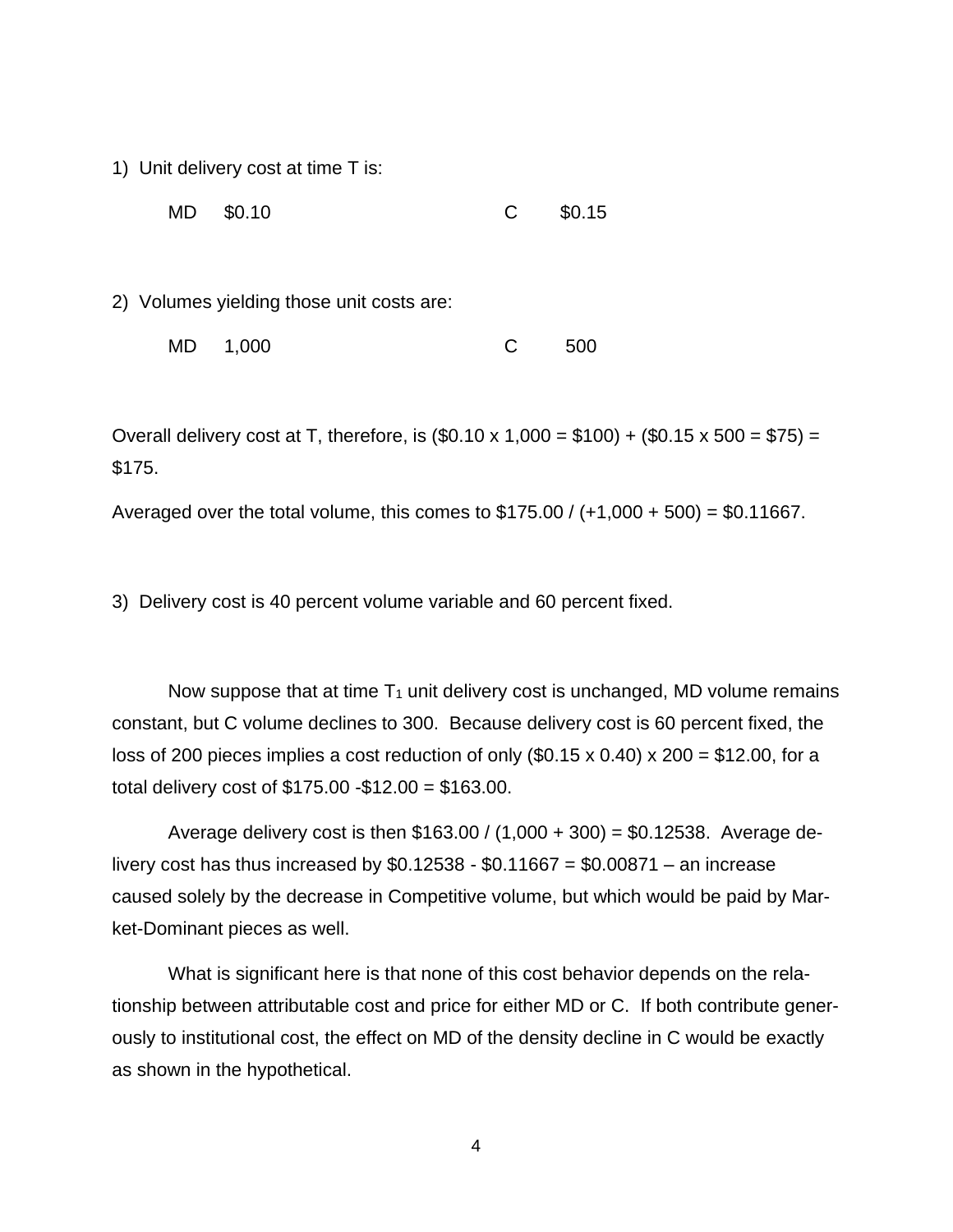1) Unit delivery cost at time T is:

MD $0.10 C $0.15

2) Volumes yielding those unit costs are:

MD 1,000 C 500

Overall delivery cost at T, therefore, is ($0.10 x 1,000 = $100) + ($0.15 x 500 = $75) = $175.

Averaged over the total volume, this comes to $175.00 / (+1,000 + 500) = $0.11667.

3) Delivery cost is 40 percent volume variable and 60 percent fixed.

Now suppose that at time $T_1$ unit delivery cost is unchanged, MD volume remains constant, but C volume declines to 300. Because delivery cost is 60 percent fixed, the loss of 200 pieces implies a cost reduction of only ($0.15 x 0.40) x 200 = $12.00, for a total delivery cost of $175.00 -$12.00 = $163.00.

Average delivery cost is then $163.00 / (1,000 + 300) = $0.12538. Average delivery cost has thus increased by $0.12538 - $0.11667 = $0.00871 – an increase caused solely by the decrease in Competitive volume, but which would be paid by Market-Dominant pieces as well.

What is significant here is that none of this cost behavior depends on the relationship between attributable cost and price for either MD or C. If both contribute generously to institutional cost, the effect on MD of the density decline in C would be exactly as shown in the hypothetical.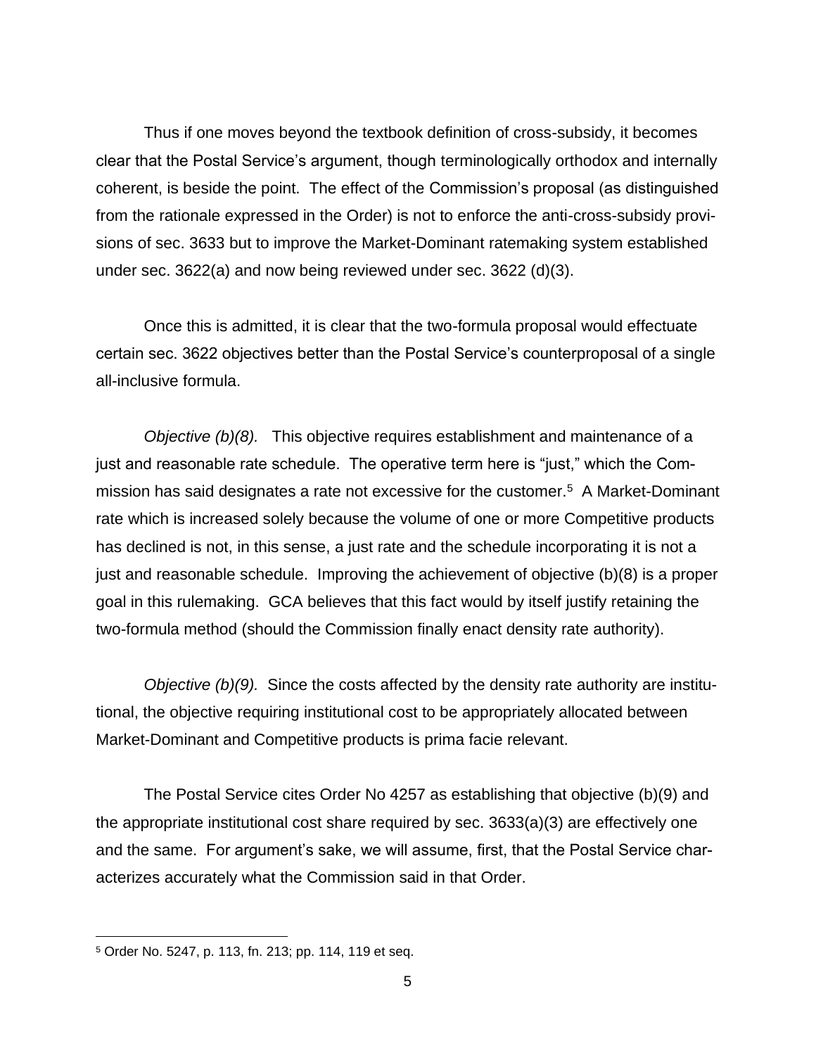Thus if one moves beyond the textbook definition of cross-subsidy, it becomes clear that the Postal Service's argument, though terminologically orthodox and internally coherent, is beside the point. The effect of the Commission's proposal (as distinguished from the rationale expressed in the Order) is not to enforce the anti-cross-subsidy provisions of sec. 3633 but to improve the Market-Dominant ratemaking system established under sec. 3622(a) and now being reviewed under sec. 3622 (d)(3).

Once this is admitted, it is clear that the two-formula proposal would effectuate certain sec. 3622 objectives better than the Postal Service's counterproposal of a single all-inclusive formula.

*Objective (b)(8).* This objective requires establishment and maintenance of a just and reasonable rate schedule. The operative term here is "just," which the Commission has said designates a rate not excessive for the customer.[5] A Market-Dominant rate which is increased solely because the volume of one or more Competitive products has declined is not, in this sense, a just rate and the schedule incorporating it is not a just and reasonable schedule. Improving the achievement of objective (b)(8) is a proper goal in this rulemaking. GCA believes that this fact would by itself justify retaining the two-formula method (should the Commission finally enact density rate authority).

*Objective (b)(9).* Since the costs affected by the density rate authority are institutional, the objective requiring institutional cost to be appropriately allocated between Market-Dominant and Competitive products is prima facie relevant.

The Postal Service cites Order No 4257 as establishing that objective (b)(9) and the appropriate institutional cost share required by sec. 3633(a)(3) are effectively one and the same. For argument's sake, we will assume, first, that the Postal Service characterizes accurately what the Commission said in that Order.

[5] Order No. 5247, p. 113, fn. 213; pp. 114, 119 et seq.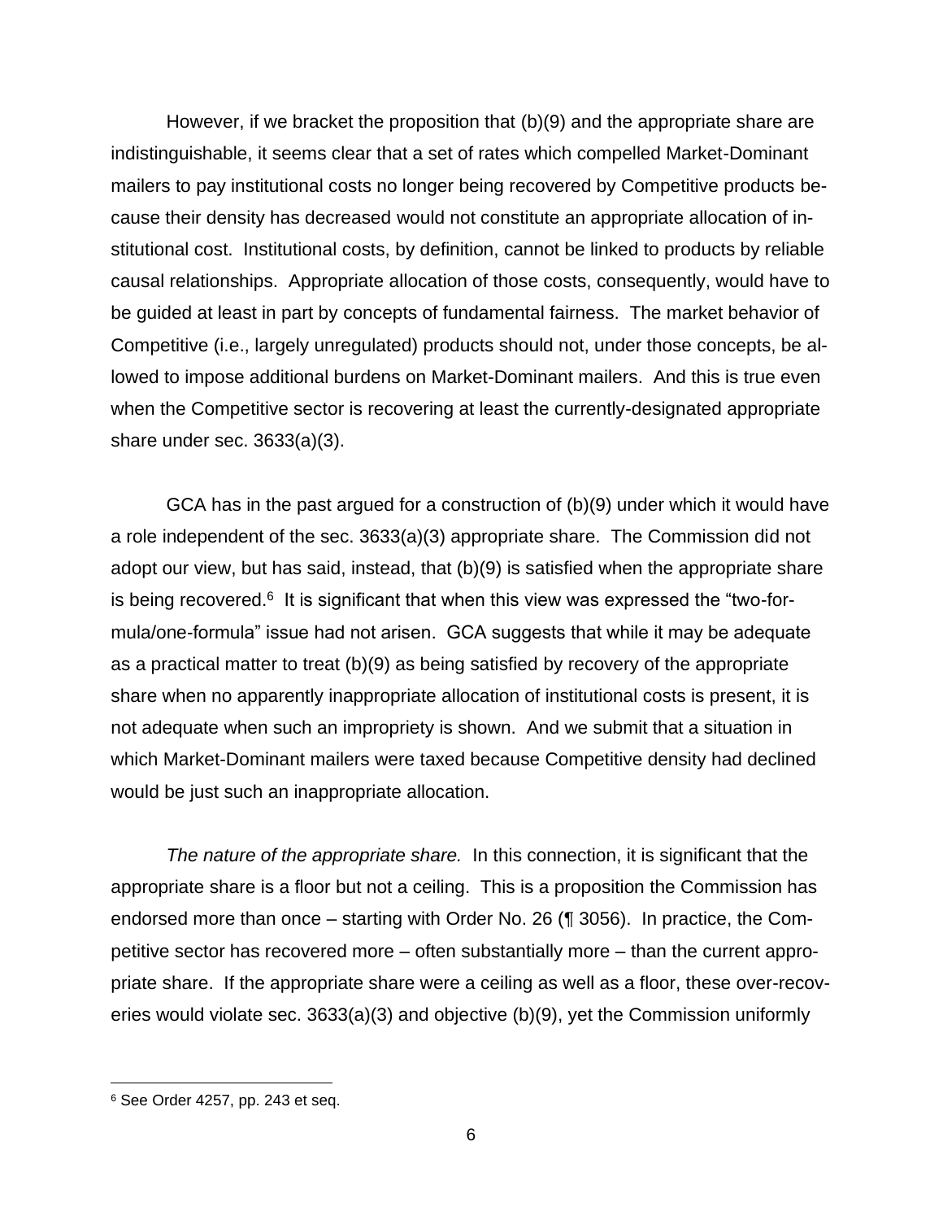However, if we bracket the proposition that (b)(9) and the appropriate share are indistinguishable, it seems clear that a set of rates which compelled Market-Dominant mailers to pay institutional costs no longer being recovered by Competitive products because their density has decreased would not constitute an appropriate allocation of institutional cost. Institutional costs, by definition, cannot be linked to products by reliable causal relationships. Appropriate allocation of those costs, consequently, would have to be guided at least in part by concepts of fundamental fairness. The market behavior of Competitive (i.e., largely unregulated) products should not, under those concepts, be allowed to impose additional burdens on Market-Dominant mailers. And this is true even when the Competitive sector is recovering at least the currently-designated appropriate share under sec. 3633(a)(3).

GCA has in the past argued for a construction of (b)(9) under which it would have a role independent of the sec. 3633(a)(3) appropriate share. The Commission did not adopt our view, but has said, instead, that (b)(9) is satisfied when the appropriate share is being recovered.[6] It is significant that when this view was expressed the "two-formula/one-formula" issue had not arisen. GCA suggests that while it may be adequate as a practical matter to treat (b)(9) as being satisfied by recovery of the appropriate share when no apparently inappropriate allocation of institutional costs is present, it is not adequate when such an impropriety is shown. And we submit that a situation in which Market-Dominant mailers were taxed because Competitive density had declined would be just such an inappropriate allocation.

*The nature of the appropriate share.* In this connection, it is significant that the appropriate share is a floor but not a ceiling. This is a proposition the Commission has endorsed more than once – starting with Order No. 26 (¶ 3056). In practice, the Competitive sector has recovered more – often substantially more – than the current appropriate share. If the appropriate share were a ceiling as well as a floor, these over-recoveries would violate sec. 3633(a)(3) and objective (b)(9), yet the Commission uniformly

[6] See Order 4257, pp. 243 et seq.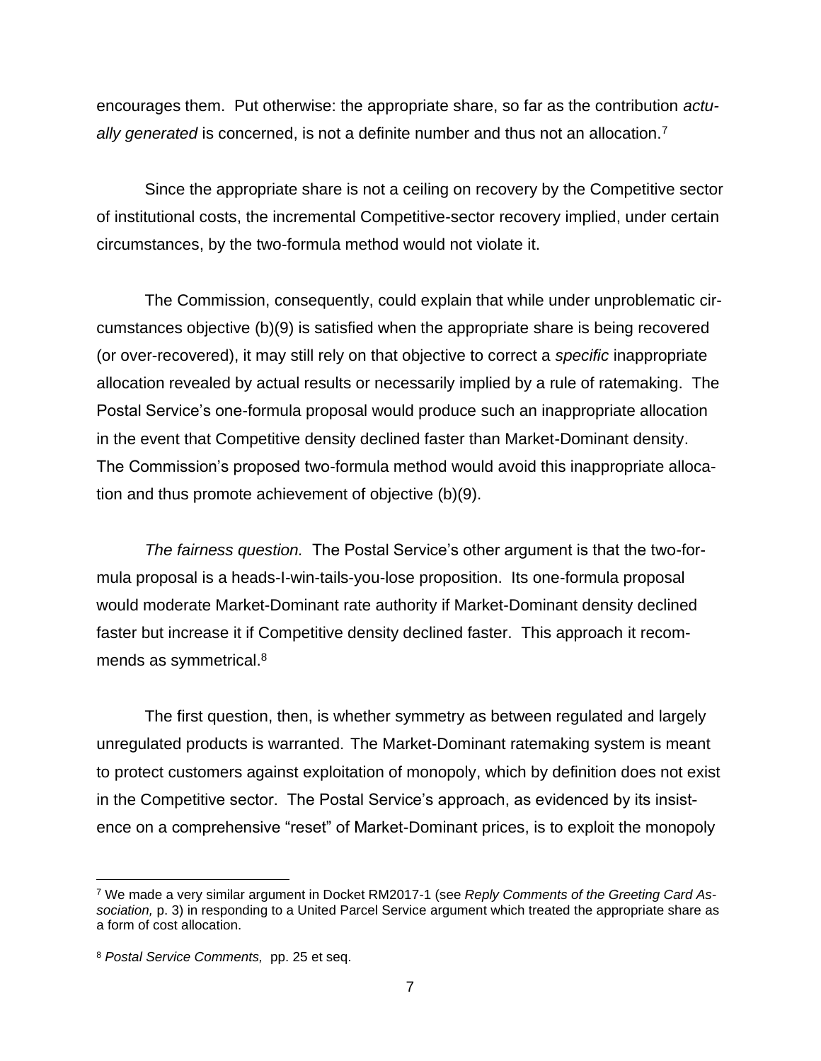encourages them. Put otherwise: the appropriate share, so far as the contribution *actually generated* is concerned, is not a definite number and thus not an allocation.[7]

Since the appropriate share is not a ceiling on recovery by the Competitive sector of institutional costs, the incremental Competitive-sector recovery implied, under certain circumstances, by the two-formula method would not violate it.

The Commission, consequently, could explain that while under unproblematic circumstances objective (b)(9) is satisfied when the appropriate share is being recovered (or over-recovered), it may still rely on that objective to correct a *specific* inappropriate allocation revealed by actual results or necessarily implied by a rule of ratemaking. The Postal Service's one-formula proposal would produce such an inappropriate allocation in the event that Competitive density declined faster than Market-Dominant density. The Commission's proposed two-formula method would avoid this inappropriate allocation and thus promote achievement of objective (b)(9).

*The fairness question.* The Postal Service's other argument is that the two-formula proposal is a heads-I-win-tails-you-lose proposition. Its one-formula proposal would moderate Market-Dominant rate authority if Market-Dominant density declined faster but increase it if Competitive density declined faster. This approach it recommends as symmetrical.[8]

The first question, then, is whether symmetry as between regulated and largely unregulated products is warranted. The Market-Dominant ratemaking system is meant to protect customers against exploitation of monopoly, which by definition does not exist in the Competitive sector. The Postal Service's approach, as evidenced by its insistence on a comprehensive "reset" of Market-Dominant prices, is to exploit the monopoly

---

[7] We made a very similar argument in Docket RM2017-1 (see *Reply Comments of the Greeting Card Association,* p. 3) in responding to a United Parcel Service argument which treated the appropriate share as a form of cost allocation.

[8] *Postal Service Comments,* pp. 25 et seq.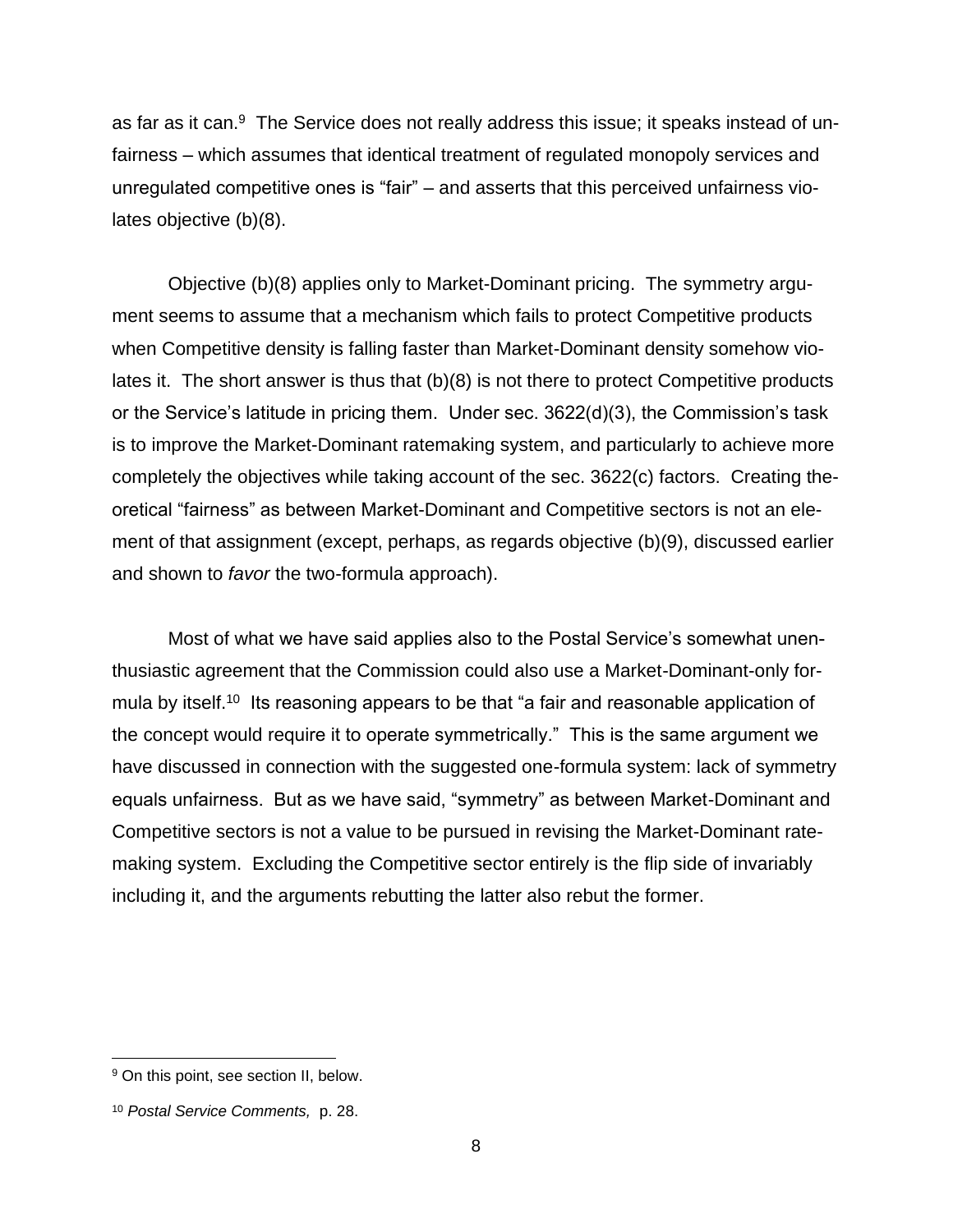as far as it can.[9] The Service does not really address this issue; it speaks instead of unfairness – which assumes that identical treatment of regulated monopoly services and unregulated competitive ones is "fair" – and asserts that this perceived unfairness violates objective (b)(8).

Objective (b)(8) applies only to Market-Dominant pricing. The symmetry argument seems to assume that a mechanism which fails to protect Competitive products when Competitive density is falling faster than Market-Dominant density somehow violates it. The short answer is thus that (b)(8) is not there to protect Competitive products or the Service's latitude in pricing them. Under sec. 3622(d)(3), the Commission's task is to improve the Market-Dominant ratemaking system, and particularly to achieve more completely the objectives while taking account of the sec. 3622(c) factors. Creating theoretical "fairness" as between Market-Dominant and Competitive sectors is not an element of that assignment (except, perhaps, as regards objective (b)(9), discussed earlier and shown to *favor* the two-formula approach).

Most of what we have said applies also to the Postal Service's somewhat unenthusiastic agreement that the Commission could also use a Market-Dominant-only formula by itself.[10] Its reasoning appears to be that "a fair and reasonable application of the concept would require it to operate symmetrically." This is the same argument we have discussed in connection with the suggested one-formula system: lack of symmetry equals unfairness. But as we have said, "symmetry" as between Market-Dominant and Competitive sectors is not a value to be pursued in revising the Market-Dominant ratemaking system. Excluding the Competitive sector entirely is the flip side of invariably including it, and the arguments rebutting the latter also rebut the former.

---

[9] On this point, see section II, below.

[10] *Postal Service Comments,* p. 28.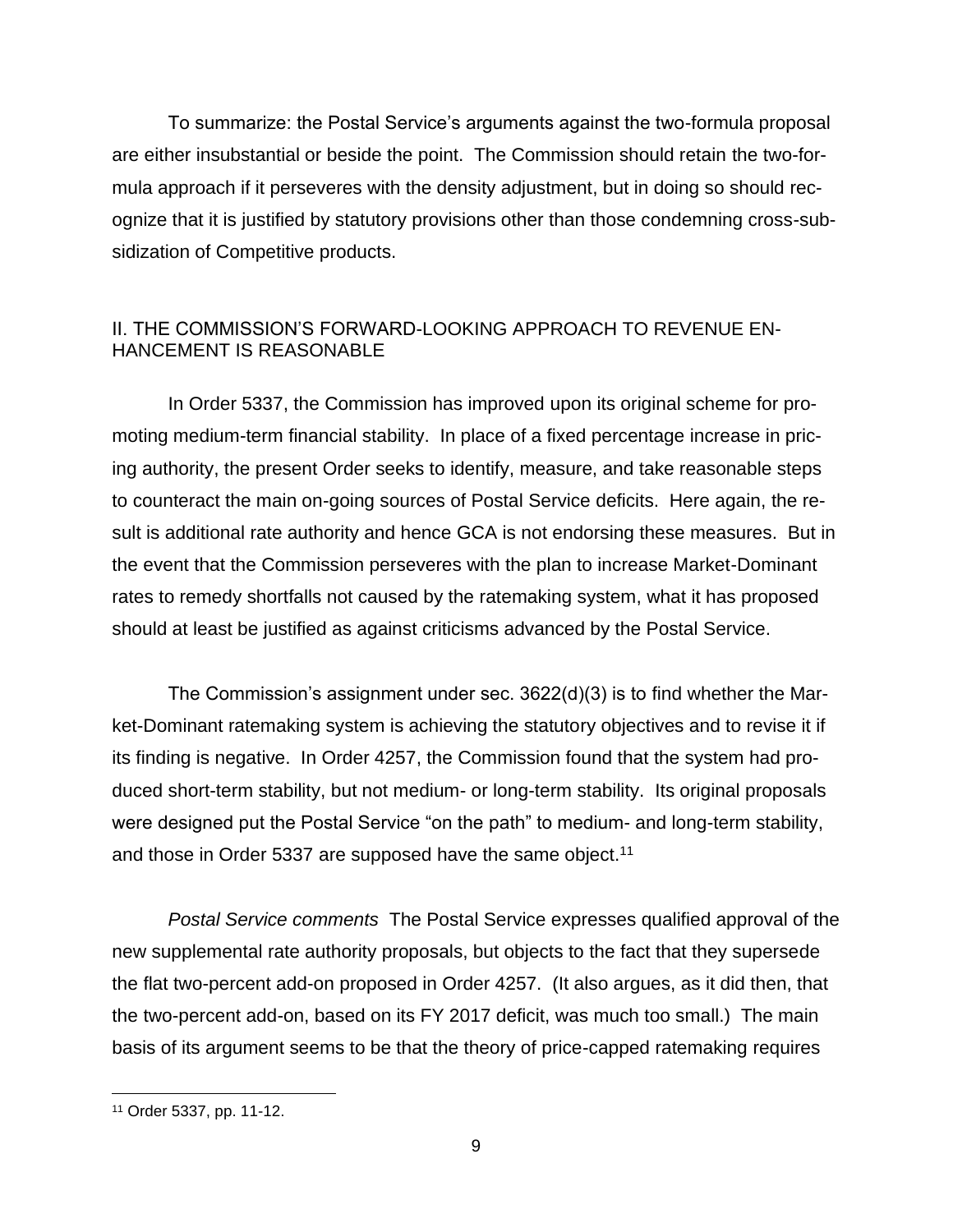To summarize: the Postal Service's arguments against the two-formula proposal are either insubstantial or beside the point. The Commission should retain the two-formula approach if it perseveres with the density adjustment, but in doing so should recognize that it is justified by statutory provisions other than those condemning cross-subsidization of Competitive products.

## II. THE COMMISSION'S FORWARD-LOOKING APPROACH TO REVENUE ENHANCEMENT IS REASONABLE

In Order 5337, the Commission has improved upon its original scheme for promoting medium-term financial stability. In place of a fixed percentage increase in pricing authority, the present Order seeks to identify, measure, and take reasonable steps to counteract the main on-going sources of Postal Service deficits. Here again, the result is additional rate authority and hence GCA is not endorsing these measures. But in the event that the Commission perseveres with the plan to increase Market-Dominant rates to remedy shortfalls not caused by the ratemaking system, what it has proposed should at least be justified as against criticisms advanced by the Postal Service.

The Commission's assignment under sec. 3622(d)(3) is to find whether the Market-Dominant ratemaking system is achieving the statutory objectives and to revise it if its finding is negative. In Order 4257, the Commission found that the system had produced short-term stability, but not medium- or long-term stability. Its original proposals were designed put the Postal Service "on the path" to medium- and long-term stability, and those in Order 5337 are supposed have the same object.[11]

*Postal Service comments* The Postal Service expresses qualified approval of the new supplemental rate authority proposals, but objects to the fact that they supersede the flat two-percent add-on proposed in Order 4257. (It also argues, as it did then, that the two-percent add-on, based on its FY 2017 deficit, was much too small.) The main basis of its argument seems to be that the theory of price-capped ratemaking requires

[11] Order 5337, pp. 11-12.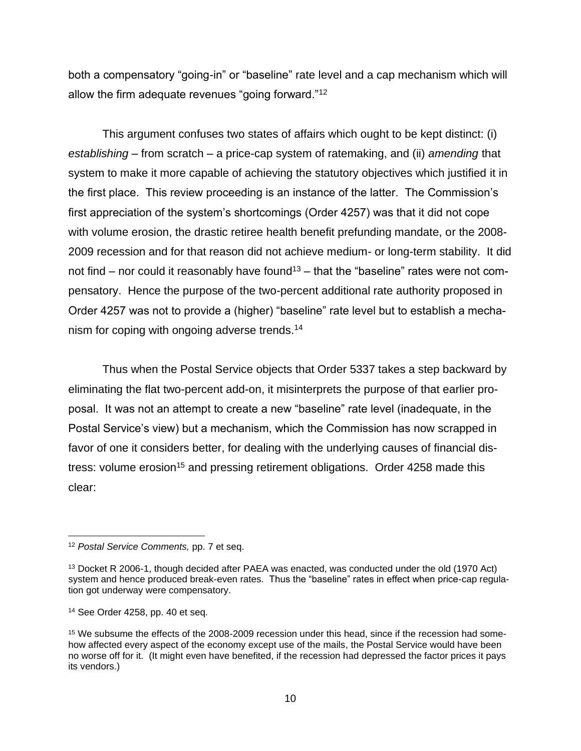both a compensatory "going-in" or "baseline" rate level and a cap mechanism which will allow the firm adequate revenues "going forward."[12]

This argument confuses two states of affairs which ought to be kept distinct: (i) *establishing* – from scratch – a price-cap system of ratemaking, and (ii) *amending* that system to make it more capable of achieving the statutory objectives which justified it in the first place. This review proceeding is an instance of the latter. The Commission's first appreciation of the system's shortcomings (Order 4257) was that it did not cope with volume erosion, the drastic retiree health benefit prefunding mandate, or the 2008-2009 recession and for that reason did not achieve medium- or long-term stability. It did not find – nor could it reasonably have found[13] – that the "baseline" rates were not compensatory. Hence the purpose of the two-percent additional rate authority proposed in Order 4257 was not to provide a (higher) "baseline" rate level but to establish a mechanism for coping with ongoing adverse trends.[14]

Thus when the Postal Service objects that Order 5337 takes a step backward by eliminating the flat two-percent add-on, it misinterprets the purpose of that earlier proposal. It was not an attempt to create a new "baseline" rate level (inadequate, in the Postal Service's view) but a mechanism, which the Commission has now scrapped in favor of one it considers better, for dealing with the underlying causes of financial distress: volume erosion[15] and pressing retirement obligations. Order 4258 made this clear:

---

[12] *Postal Service Comments,* pp. 7 et seq.

[13] Docket R 2006-1, though decided after PAEA was enacted, was conducted under the old (1970 Act) system and hence produced break-even rates. Thus the "baseline" rates in effect when price-cap regulation got underway were compensatory.

[14] See Order 4258, pp. 40 et seq.

[15] We subsume the effects of the 2008-2009 recession under this head, since if the recession had somehow affected every aspect of the economy except use of the mails, the Postal Service would have been no worse off for it. (It might even have benefited, if the recession had depressed the factor prices it pays its vendors.)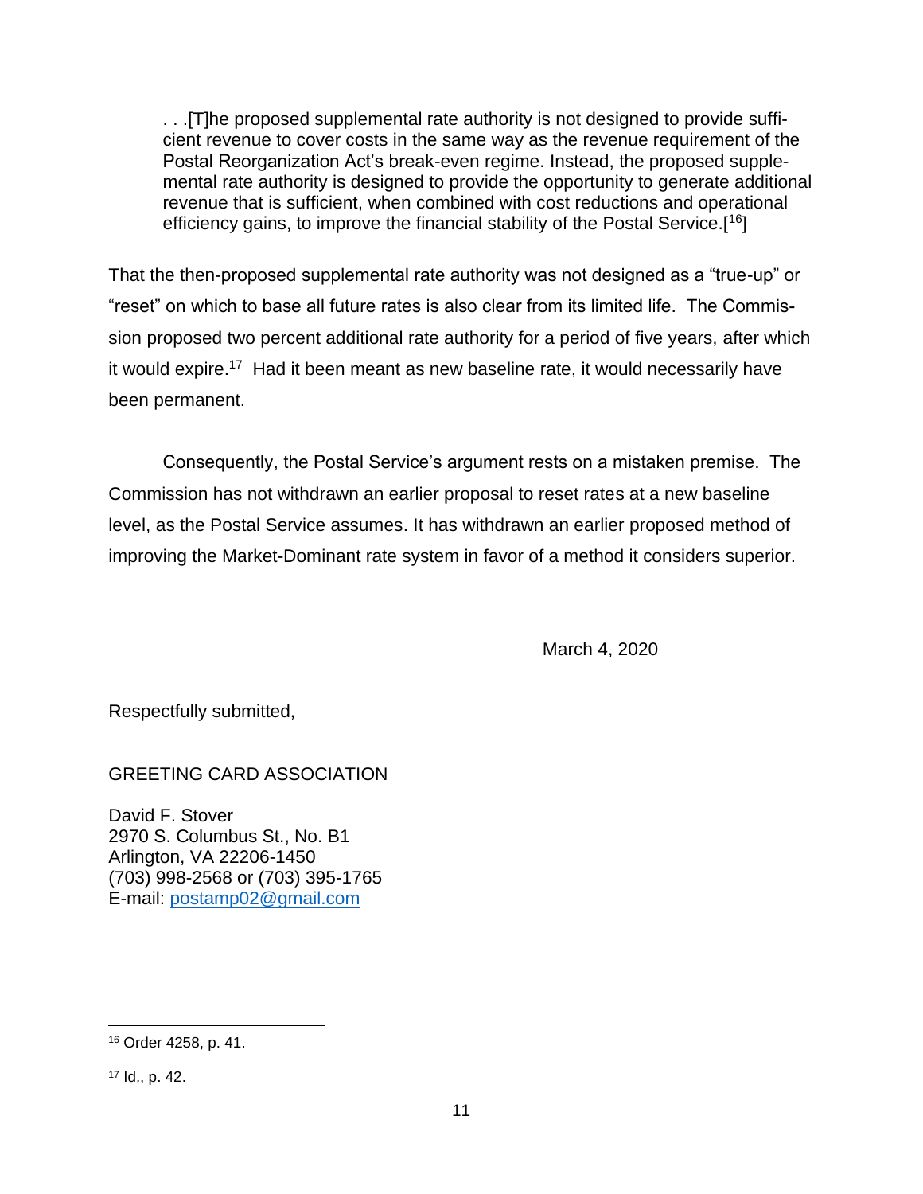> . . .[T]he proposed supplemental rate authority is not designed to provide sufficient revenue to cover costs in the same way as the revenue requirement of the Postal Reorganization Act's break-even regime. Instead, the proposed supplemental rate authority is designed to provide the opportunity to generate additional revenue that is sufficient, when combined with cost reductions and operational efficiency gains, to improve the financial stability of the Postal Service.[16]

That the then-proposed supplemental rate authority was not designed as a "true-up" or "reset" on which to base all future rates is also clear from its limited life. The Commission proposed two percent additional rate authority for a period of five years, after which it would expire.[17] Had it been meant as new baseline rate, it would necessarily have been permanent.

Consequently, the Postal Service's argument rests on a mistaken premise. The Commission has not withdrawn an earlier proposal to reset rates at a new baseline level, as the Postal Service assumes. It has withdrawn an earlier proposed method of improving the Market-Dominant rate system in favor of a method it considers superior.

March 4, 2020

Respectfully submitted,

GREETING CARD ASSOCIATION

David F. Stover
2970 S. Columbus St., No. B1
Arlington, VA 22206-1450
(703) 998-2568 or (703) 395-1765
E-mail: postamp02@gmail.com

---

[16] Order 4258, p. 41.

[17] Id., p. 42.